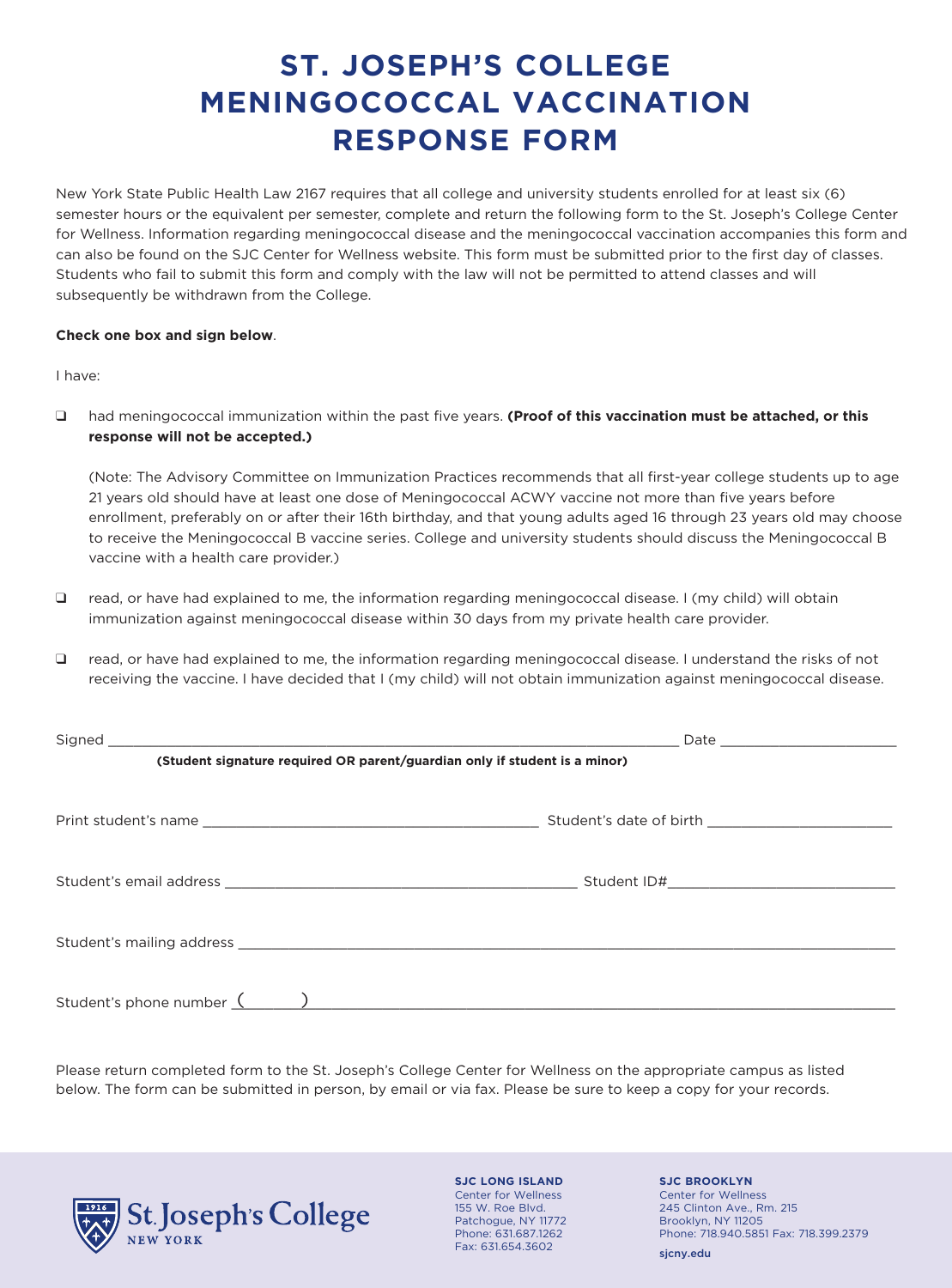# ST. JOSEPH'S COLLEGE MENINGOCOCCAL VACCINATION RESPONSE FORM

New York State Public Health Law 2167 requires that all college and university students enrolled for at least six (6) semester hours or the equivalent per semester, complete and return the following form to the St. Joseph's College Center for Wellness. Information regarding meningococcal disease and the meningococcal vaccination accompanies this form and can also be found on the SJC Center for Wellness website. This form must be submitted prior to the first day of classes. Students who fail to submit this form and comply with the law will not be permitted to attend classes and will subsequently be withdrawn from the College.

**Check one box and sign below**.

I have:

- ☐ had meningococcal immunization within the past five years. **(Proof of this vaccination must be attached, or this response will not be accepted.)**

  (Note: The Advisory Committee on Immunization Practices recommends that all first-year college students up to age 21 years old should have at least one dose of Meningococcal ACWY vaccine not more than five years before enrollment, preferably on or after their 16th birthday, and that young adults aged 16 through 23 years old may choose to receive the Meningococcal B vaccine series. College and university students should discuss the Meningococcal B vaccine with a health care provider.)

- ☐ read, or have had explained to me, the information regarding meningococcal disease. I (my child) will obtain immunization against meningococcal disease within 30 days from my private health care provider.

- ☐ read, or have had explained to me, the information regarding meningococcal disease. I understand the risks of not receiving the vaccine. I have decided that I (my child) will not obtain immunization against meningococcal disease.

Signed ______________________________________________ Date ____________________

**(Student signature required OR parent/guardian only if student is a minor)**

Print student's name ________________________________ Student's date of birth ____________________

Student's email address ________________________________ Student ID#____________________

Student's mailing address ______________________________________________

Student's phone number (______) ______________________________________________

Please return completed form to the St. Joseph's College Center for Wellness on the appropriate campus as listed below. The form can be submitted in person, by email or via fax. Please be sure to keep a copy for your records.

St. Joseph's College NEW YORK

**SJC LONG ISLAND**
Center for Wellness
155 W. Roe Blvd.
Patchogue, NY 11772
Phone: 631.687.1262
Fax: 631.654.3602

**SJC BROOKLYN**
Center for Wellness
245 Clinton Ave., Rm. 215
Brooklyn, NY 11205
Phone: 718.940.5851 Fax: 718.399.2379

sjcny.edu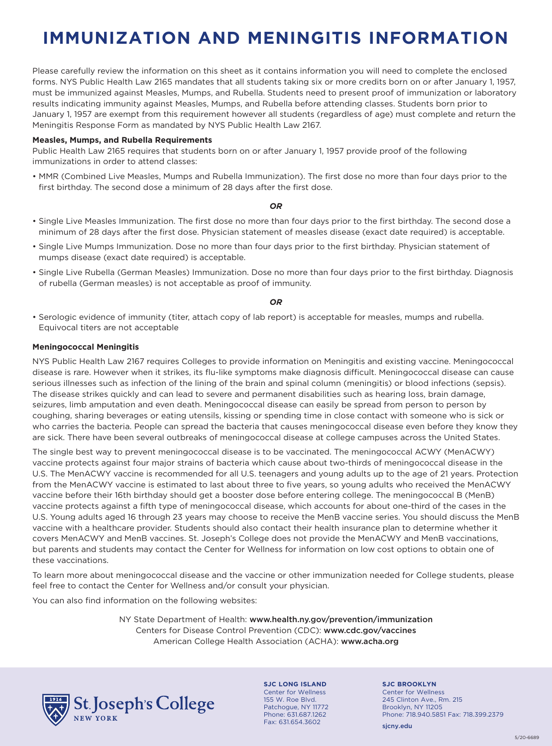# IMMUNIZATION AND MENINGITIS INFORMATION

Please carefully review the information on this sheet as it contains information you will need to complete the enclosed forms. NYS Public Health Law 2165 mandates that all students taking six or more credits born on or after January 1, 1957, must be immunized against Measles, Mumps, and Rubella. Students need to present proof of immunization or laboratory results indicating immunity against Measles, Mumps, and Rubella before attending classes. Students born prior to January 1, 1957 are exempt from this requirement however all students (regardless of age) must complete and return the Meningitis Response Form as mandated by NYS Public Health Law 2167.

**Measles, Mumps, and Rubella Requirements**

Public Health Law 2165 requires that students born on or after January 1, 1957 provide proof of the following immunizations in order to attend classes:

- MMR (Combined Live Measles, Mumps and Rubella Immunization). The first dose no more than four days prior to the first birthday. The second dose a minimum of 28 days after the first dose.

***OR***

- Single Live Measles Immunization. The first dose no more than four days prior to the first birthday. The second dose a minimum of 28 days after the first dose. Physician statement of measles disease (exact date required) is acceptable.
- Single Live Mumps Immunization. Dose no more than four days prior to the first birthday. Physician statement of mumps disease (exact date required) is acceptable.
- Single Live Rubella (German Measles) Immunization. Dose no more than four days prior to the first birthday. Diagnosis of rubella (German measles) is not acceptable as proof of immunity.

***OR***

- Serologic evidence of immunity (titer, attach copy of lab report) is acceptable for measles, mumps and rubella. Equivocal titers are not acceptable

**Meningococcal Meningitis**

NYS Public Health Law 2167 requires Colleges to provide information on Meningitis and existing vaccine. Meningococcal disease is rare. However when it strikes, its flu-like symptoms make diagnosis difficult. Meningococcal disease can cause serious illnesses such as infection of the lining of the brain and spinal column (meningitis) or blood infections (sepsis). The disease strikes quickly and can lead to severe and permanent disabilities such as hearing loss, brain damage, seizures, limb amputation and even death. Meningococcal disease can easily be spread from person to person by coughing, sharing beverages or eating utensils, kissing or spending time in close contact with someone who is sick or who carries the bacteria. People can spread the bacteria that causes meningococcal disease even before they know they are sick. There have been several outbreaks of meningococcal disease at college campuses across the United States.

The single best way to prevent meningococcal disease is to be vaccinated. The meningococcal ACWY (MenACWY) vaccine protects against four major strains of bacteria which cause about two-thirds of meningococcal disease in the U.S. The MenACWY vaccine is recommended for all U.S. teenagers and young adults up to the age of 21 years. Protection from the MenACWY vaccine is estimated to last about three to five years, so young adults who received the MenACWY vaccine before their 16th birthday should get a booster dose before entering college. The meningococcal B (MenB) vaccine protects against a fifth type of meningococcal disease, which accounts for about one-third of the cases in the U.S. Young adults aged 16 through 23 years may choose to receive the MenB vaccine series. You should discuss the MenB vaccine with a healthcare provider. Students should also contact their health insurance plan to determine whether it covers MenACWY and MenB vaccines. St. Joseph's College does not provide the MenACWY and MenB vaccinations, but parents and students may contact the Center for Wellness for information on low cost options to obtain one of these vaccinations.

To learn more about meningococcal disease and the vaccine or other immunization needed for College students, please feel free to contact the Center for Wellness and/or consult your physician.

You can also find information on the following websites:

NY State Department of Health: **www.health.ny.gov/prevention/immunization**
Centers for Disease Control Prevention (CDC): **www.cdc.gov/vaccines**
American College Health Association (ACHA): **www.acha.org**

St. Joseph's College NEW YORK

**SJC LONG ISLAND**
Center for Wellness
155 W. Roe Blvd.
Patchogue, NY 11772
Phone: 631.687.1262
Fax: 631.654.3602

**SJC BROOKLYN**
Center for Wellness
245 Clinton Ave., Rm. 215
Brooklyn, NY 11205
Phone: 718.940.5851 Fax: 718.399.2379

sjcny.edu

5/20-6689